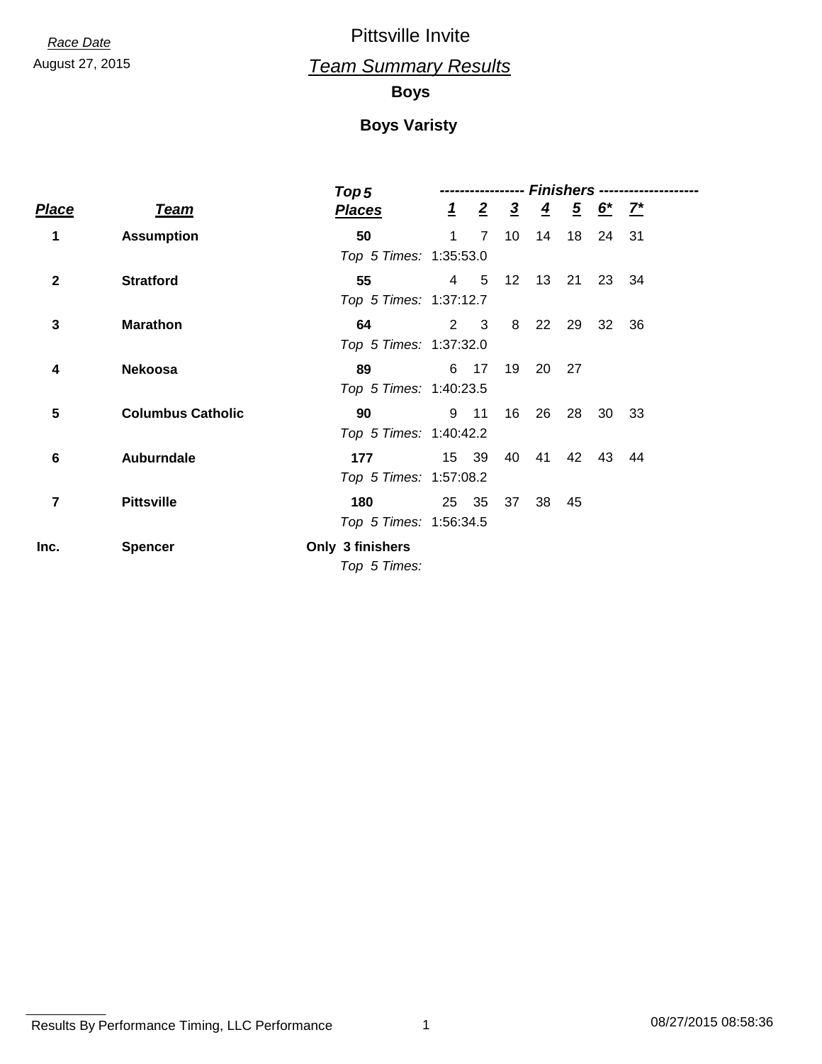*Race Date*
August 27, 2015

# Pittsville Invite

## *Team Summary Results*

### Boys

### Boys Varisty

| Place | Team | Top 5 Places | 1 | 2 | 3 | 4 | 5 | 6* | 7* |
|---|---|---|---|---|---|---|---|---|---|
| | | | ----------------- | | | *Finishers* | | -------------------- | |
| **1** | **Assumption** | **50** | 1 | 7 | 10 | 14 | 18 | 24 | 31 |
| | | *Top 5 Times:* 1:35:53.0 | | | | | | | |
| **2** | **Stratford** | **55** | 4 | 5 | 12 | 13 | 21 | 23 | 34 |
| | | *Top 5 Times:* 1:37:12.7 | | | | | | | |
| **3** | **Marathon** | **64** | 2 | 3 | 8 | 22 | 29 | 32 | 36 |
| | | *Top 5 Times:* 1:37:32.0 | | | | | | | |
| **4** | **Nekoosa** | **89** | 6 | 17 | 19 | 20 | 27 | | |
| | | *Top 5 Times:* 1:40:23.5 | | | | | | | |
| **5** | **Columbus Catholic** | **90** | 9 | 11 | 16 | 26 | 28 | 30 | 33 |
| | | *Top 5 Times:* 1:40:42.2 | | | | | | | |
| **6** | **Auburndale** | **177** | 15 | 39 | 40 | 41 | 42 | 43 | 44 |
| | | *Top 5 Times:* 1:57:08.2 | | | | | | | |
| **7** | **Pittsville** | **180** | 25 | 35 | 37 | 38 | 45 | | |
| | | *Top 5 Times:* 1:56:34.5 | | | | | | | |
| **Inc.** | **Spencer** | **Only 3 finishers** | | | | | | | |
| | | *Top 5 Times:* | | | | | | | |

Results By Performance Timing, LLC Performance 08/27/2015 08:58:36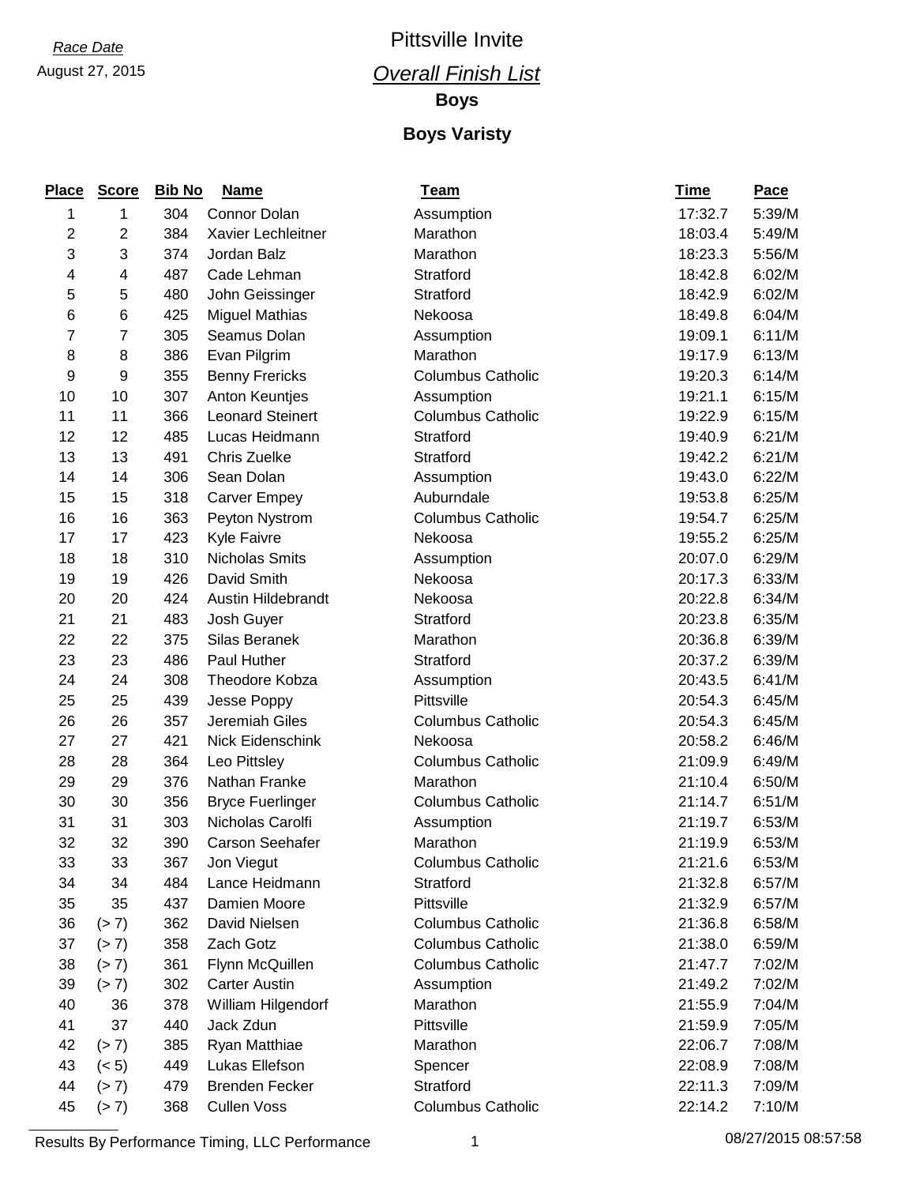*Race Date*

August 27, 2015

# Pittsville Invite

## *Overall Finish List*

### Boys

### Boys Varisty

| Place | Score | Bib No | Name | Team | Time | Pace |
|---|---|---|---|---|---|---|
| 1 | 1 | 304 | Connor Dolan | Assumption | 17:32.7 | 5:39/M |
| 2 | 2 | 384 | Xavier Lechleitner | Marathon | 18:03.4 | 5:49/M |
| 3 | 3 | 374 | Jordan Balz | Marathon | 18:23.3 | 5:56/M |
| 4 | 4 | 487 | Cade Lehman | Stratford | 18:42.8 | 6:02/M |
| 5 | 5 | 480 | John Geissinger | Stratford | 18:42.9 | 6:02/M |
| 6 | 6 | 425 | Miguel Mathias | Nekoosa | 18:49.8 | 6:04/M |
| 7 | 7 | 305 | Seamus Dolan | Assumption | 19:09.1 | 6:11/M |
| 8 | 8 | 386 | Evan Pilgrim | Marathon | 19:17.9 | 6:13/M |
| 9 | 9 | 355 | Benny Frericks | Columbus Catholic | 19:20.3 | 6:14/M |
| 10 | 10 | 307 | Anton Keuntjes | Assumption | 19:21.1 | 6:15/M |
| 11 | 11 | 366 | Leonard Steinert | Columbus Catholic | 19:22.9 | 6:15/M |
| 12 | 12 | 485 | Lucas Heidmann | Stratford | 19:40.9 | 6:21/M |
| 13 | 13 | 491 | Chris Zuelke | Stratford | 19:42.2 | 6:21/M |
| 14 | 14 | 306 | Sean Dolan | Assumption | 19:43.0 | 6:22/M |
| 15 | 15 | 318 | Carver Empey | Auburndale | 19:53.8 | 6:25/M |
| 16 | 16 | 363 | Peyton Nystrom | Columbus Catholic | 19:54.7 | 6:25/M |
| 17 | 17 | 423 | Kyle Faivre | Nekoosa | 19:55.2 | 6:25/M |
| 18 | 18 | 310 | Nicholas Smits | Assumption | 20:07.0 | 6:29/M |
| 19 | 19 | 426 | David Smith | Nekoosa | 20:17.3 | 6:33/M |
| 20 | 20 | 424 | Austin Hildebrandt | Nekoosa | 20:22.8 | 6:34/M |
| 21 | 21 | 483 | Josh Guyer | Stratford | 20:23.8 | 6:35/M |
| 22 | 22 | 375 | Silas Beranek | Marathon | 20:36.8 | 6:39/M |
| 23 | 23 | 486 | Paul Huther | Stratford | 20:37.2 | 6:39/M |
| 24 | 24 | 308 | Theodore Kobza | Assumption | 20:43.5 | 6:41/M |
| 25 | 25 | 439 | Jesse Poppy | Pittsville | 20:54.3 | 6:45/M |
| 26 | 26 | 357 | Jeremiah Giles | Columbus Catholic | 20:54.3 | 6:45/M |
| 27 | 27 | 421 | Nick Eidenschink | Nekoosa | 20:58.2 | 6:46/M |
| 28 | 28 | 364 | Leo Pittsley | Columbus Catholic | 21:09.9 | 6:49/M |
| 29 | 29 | 376 | Nathan Franke | Marathon | 21:10.4 | 6:50/M |
| 30 | 30 | 356 | Bryce Fuerlinger | Columbus Catholic | 21:14.7 | 6:51/M |
| 31 | 31 | 303 | Nicholas Carolfi | Assumption | 21:19.7 | 6:53/M |
| 32 | 32 | 390 | Carson Seehafer | Marathon | 21:19.9 | 6:53/M |
| 33 | 33 | 367 | Jon Viegut | Columbus Catholic | 21:21.6 | 6:53/M |
| 34 | 34 | 484 | Lance Heidmann | Stratford | 21:32.8 | 6:57/M |
| 35 | 35 | 437 | Damien Moore | Pittsville | 21:32.9 | 6:57/M |
| 36 | (> 7) | 362 | David Nielsen | Columbus Catholic | 21:36.8 | 6:58/M |
| 37 | (> 7) | 358 | Zach Gotz | Columbus Catholic | 21:38.0 | 6:59/M |
| 38 | (> 7) | 361 | Flynn McQuillen | Columbus Catholic | 21:47.7 | 7:02/M |
| 39 | (> 7) | 302 | Carter Austin | Assumption | 21:49.2 | 7:02/M |
| 40 | 36 | 378 | William Hilgendorf | Marathon | 21:55.9 | 7:04/M |
| 41 | 37 | 440 | Jack Zdun | Pittsville | 21:59.9 | 7:05/M |
| 42 | (> 7) | 385 | Ryan Matthiae | Marathon | 22:06.7 | 7:08/M |
| 43 | (< 5) | 449 | Lukas Ellefson | Spencer | 22:08.9 | 7:08/M |
| 44 | (> 7) | 479 | Brenden Fecker | Stratford | 22:11.3 | 7:09/M |
| 45 | (> 7) | 368 | Cullen Voss | Columbus Catholic | 22:14.2 | 7:10/M |

Results By Performance Timing, LLC Performance 08/27/2015 08:57:58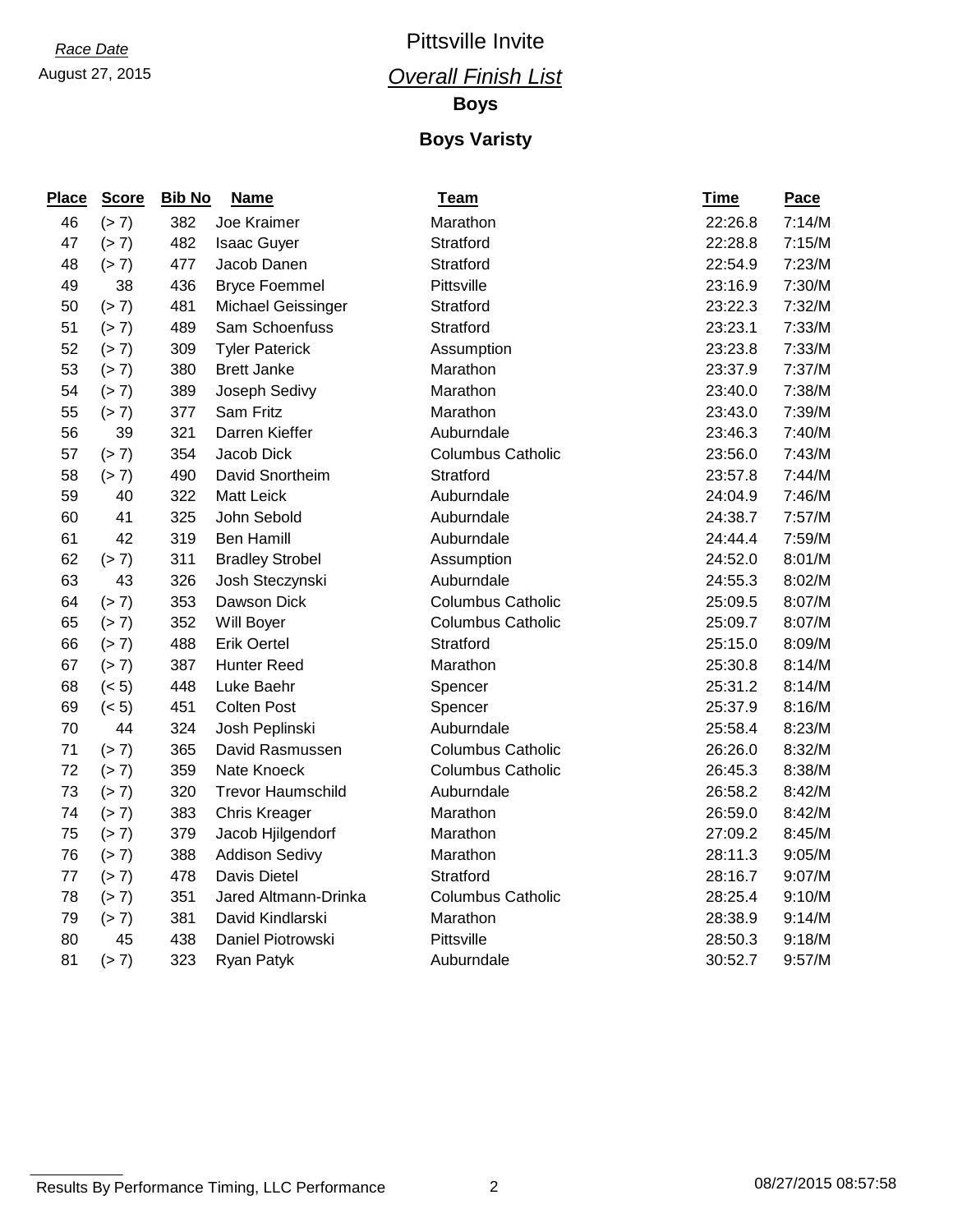*Race Date*
August 27, 2015

# Pittsville Invite

## *Overall Finish List*

### Boys

### Boys Varisty

| Place | Score | Bib No | Name | Team | Time | Pace |
|---|---|---|---|---|---|---|
| 46 | (> 7) | 382 | Joe Kraimer | Marathon | 22:26.8 | 7:14/M |
| 47 | (> 7) | 482 | Isaac Guyer | Stratford | 22:28.8 | 7:15/M |
| 48 | (> 7) | 477 | Jacob Danen | Stratford | 22:54.9 | 7:23/M |
| 49 | 38 | 436 | Bryce Foemmel | Pittsville | 23:16.9 | 7:30/M |
| 50 | (> 7) | 481 | Michael Geissinger | Stratford | 23:22.3 | 7:32/M |
| 51 | (> 7) | 489 | Sam Schoenfuss | Stratford | 23:23.1 | 7:33/M |
| 52 | (> 7) | 309 | Tyler Paterick | Assumption | 23:23.8 | 7:33/M |
| 53 | (> 7) | 380 | Brett Janke | Marathon | 23:37.9 | 7:37/M |
| 54 | (> 7) | 389 | Joseph Sedivy | Marathon | 23:40.0 | 7:38/M |
| 55 | (> 7) | 377 | Sam Fritz | Marathon | 23:43.0 | 7:39/M |
| 56 | 39 | 321 | Darren Kieffer | Auburndale | 23:46.3 | 7:40/M |
| 57 | (> 7) | 354 | Jacob Dick | Columbus Catholic | 23:56.0 | 7:43/M |
| 58 | (> 7) | 490 | David Snortheim | Stratford | 23:57.8 | 7:44/M |
| 59 | 40 | 322 | Matt Leick | Auburndale | 24:04.9 | 7:46/M |
| 60 | 41 | 325 | John Sebold | Auburndale | 24:38.7 | 7:57/M |
| 61 | 42 | 319 | Ben Hamill | Auburndale | 24:44.4 | 7:59/M |
| 62 | (> 7) | 311 | Bradley Strobel | Assumption | 24:52.0 | 8:01/M |
| 63 | 43 | 326 | Josh Steczynski | Auburndale | 24:55.3 | 8:02/M |
| 64 | (> 7) | 353 | Dawson Dick | Columbus Catholic | 25:09.5 | 8:07/M |
| 65 | (> 7) | 352 | Will Boyer | Columbus Catholic | 25:09.7 | 8:07/M |
| 66 | (> 7) | 488 | Erik Oertel | Stratford | 25:15.0 | 8:09/M |
| 67 | (> 7) | 387 | Hunter Reed | Marathon | 25:30.8 | 8:14/M |
| 68 | (< 5) | 448 | Luke Baehr | Spencer | 25:31.2 | 8:14/M |
| 69 | (< 5) | 451 | Colten Post | Spencer | 25:37.9 | 8:16/M |
| 70 | 44 | 324 | Josh Peplinski | Auburndale | 25:58.4 | 8:23/M |
| 71 | (> 7) | 365 | David Rasmussen | Columbus Catholic | 26:26.0 | 8:32/M |
| 72 | (> 7) | 359 | Nate Knoeck | Columbus Catholic | 26:45.3 | 8:38/M |
| 73 | (> 7) | 320 | Trevor Haumschild | Auburndale | 26:58.2 | 8:42/M |
| 74 | (> 7) | 383 | Chris Kreager | Marathon | 26:59.0 | 8:42/M |
| 75 | (> 7) | 379 | Jacob Hjilgendorf | Marathon | 27:09.2 | 8:45/M |
| 76 | (> 7) | 388 | Addison Sedivy | Marathon | 28:11.3 | 9:05/M |
| 77 | (> 7) | 478 | Davis Dietel | Stratford | 28:16.7 | 9:07/M |
| 78 | (> 7) | 351 | Jared Altmann-Drinka | Columbus Catholic | 28:25.4 | 9:10/M |
| 79 | (> 7) | 381 | David Kindlarski | Marathon | 28:38.9 | 9:14/M |
| 80 | 45 | 438 | Daniel Piotrowski | Pittsville | 28:50.3 | 9:18/M |
| 81 | (> 7) | 323 | Ryan Patyk | Auburndale | 30:52.7 | 9:57/M |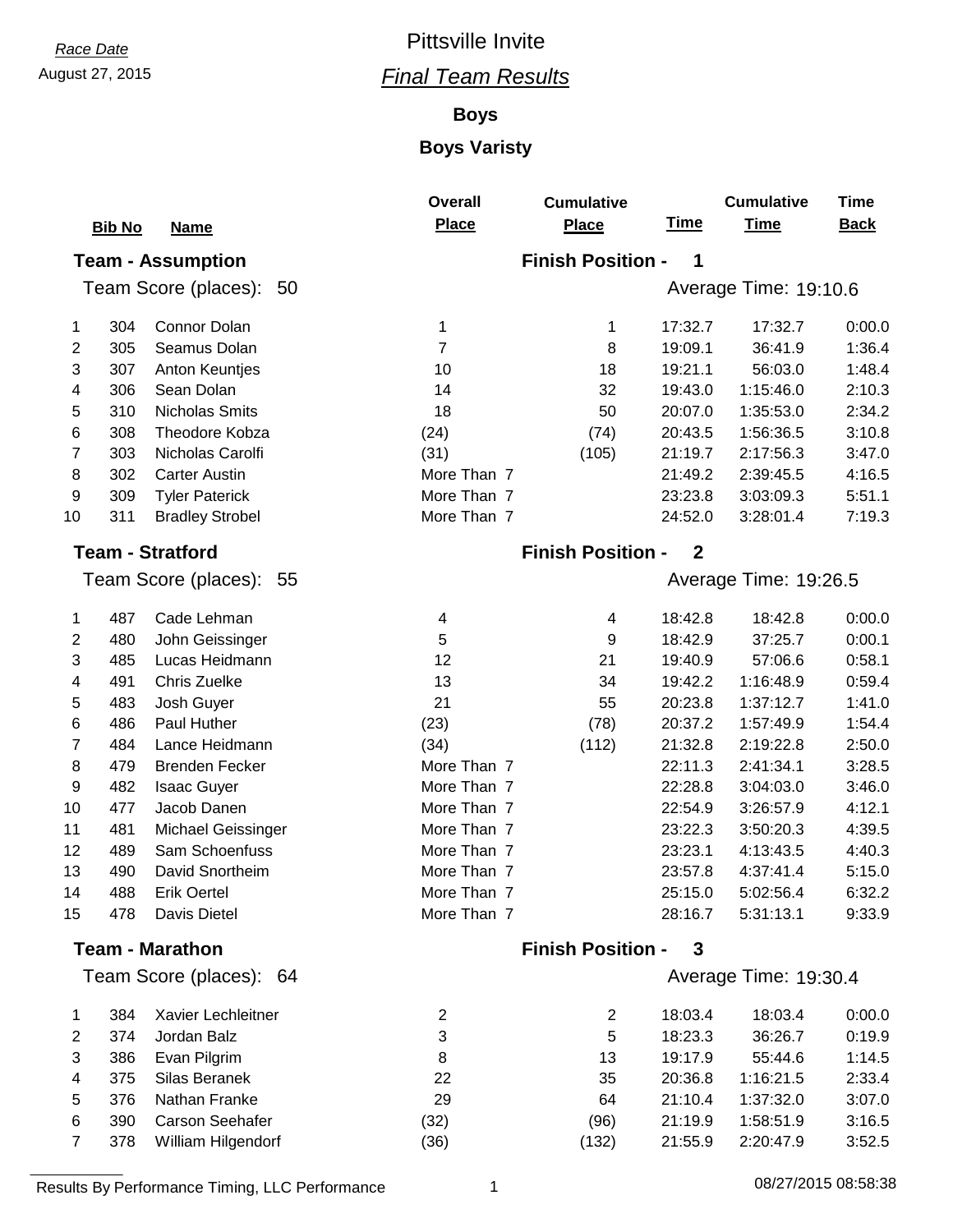Race Date

August 27, 2015

# Pittsville Invite

## *Final Team Results*

### Boys

### Boys Varisty

| | Bib No | Name | Overall Place | Cumulative Place | Time | Cumulative Time | Time Back |
|---|---|---|---|---|---|---|---|
| **Team - Assumption** | | | | **Finish Position - 1** | | | |
| Team Score (places): 50 | | | | | Average Time: 19:10.6 | | |
| 1 | 304 | Connor Dolan | 1 | 1 | 17:32.7 | 17:32.7 | 0:00.0 |
| 2 | 305 | Seamus Dolan | 7 | 8 | 19:09.1 | 36:41.9 | 1:36.4 |
| 3 | 307 | Anton Keuntjes | 10 | 18 | 19:21.1 | 56:03.0 | 1:48.4 |
| 4 | 306 | Sean Dolan | 14 | 32 | 19:43.0 | 1:15:46.0 | 2:10.3 |
| 5 | 310 | Nicholas Smits | 18 | 50 | 20:07.0 | 1:35:53.0 | 2:34.2 |
| 6 | 308 | Theodore Kobza | (24) | (74) | 20:43.5 | 1:56:36.5 | 3:10.8 |
| 7 | 303 | Nicholas Carolfi | (31) | (105) | 21:19.7 | 2:17:56.3 | 3:47.0 |
| 8 | 302 | Carter Austin | More Than 7 | | 21:49.2 | 2:39:45.5 | 4:16.5 |
| 9 | 309 | Tyler Paterick | More Than 7 | | 23:23.8 | 3:03:09.3 | 5:51.1 |
| 10 | 311 | Bradley Strobel | More Than 7 | | 24:52.0 | 3:28:01.4 | 7:19.3 |
| **Team - Stratford** | | | | **Finish Position - 2** | | | |
| Team Score (places): 55 | | | | | Average Time: 19:26.5 | | |
| 1 | 487 | Cade Lehman | 4 | 4 | 18:42.8 | 18:42.8 | 0:00.0 |
| 2 | 480 | John Geissinger | 5 | 9 | 18:42.9 | 37:25.7 | 0:00.1 |
| 3 | 485 | Lucas Heidmann | 12 | 21 | 19:40.9 | 57:06.6 | 0:58.1 |
| 4 | 491 | Chris Zuelke | 13 | 34 | 19:42.2 | 1:16:48.9 | 0:59.4 |
| 5 | 483 | Josh Guyer | 21 | 55 | 20:23.8 | 1:37:12.7 | 1:41.0 |
| 6 | 486 | Paul Huther | (23) | (78) | 20:37.2 | 1:57:49.9 | 1:54.4 |
| 7 | 484 | Lance Heidmann | (34) | (112) | 21:32.8 | 2:19:22.8 | 2:50.0 |
| 8 | 479 | Brenden Fecker | More Than 7 | | 22:11.3 | 2:41:34.1 | 3:28.5 |
| 9 | 482 | Isaac Guyer | More Than 7 | | 22:28.8 | 3:04:03.0 | 3:46.0 |
| 10 | 477 | Jacob Danen | More Than 7 | | 22:54.9 | 3:26:57.9 | 4:12.1 |
| 11 | 481 | Michael Geissinger | More Than 7 | | 23:22.3 | 3:50:20.3 | 4:39.5 |
| 12 | 489 | Sam Schoenfuss | More Than 7 | | 23:23.1 | 4:13:43.5 | 4:40.3 |
| 13 | 490 | David Snortheim | More Than 7 | | 23:57.8 | 4:37:41.4 | 5:15.0 |
| 14 | 488 | Erik Oertel | More Than 7 | | 25:15.0 | 5:02:56.4 | 6:32.2 |
| 15 | 478 | Davis Dietel | More Than 7 | | 28:16.7 | 5:31:13.1 | 9:33.9 |
| **Team - Marathon** | | | | **Finish Position - 3** | | | |
| Team Score (places): 64 | | | | | Average Time: 19:30.4 | | |
| 1 | 384 | Xavier Lechleitner | 2 | 2 | 18:03.4 | 18:03.4 | 0:00.0 |
| 2 | 374 | Jordan Balz | 3 | 5 | 18:23.3 | 36:26.7 | 0:19.9 |
| 3 | 386 | Evan Pilgrim | 8 | 13 | 19:17.9 | 55:44.6 | 1:14.5 |
| 4 | 375 | Silas Beranek | 22 | 35 | 20:36.8 | 1:16:21.5 | 2:33.4 |
| 5 | 376 | Nathan Franke | 29 | 64 | 21:10.4 | 1:37:32.0 | 3:07.0 |
| 6 | 390 | Carson Seehafer | (32) | (96) | 21:19.9 | 1:58:51.9 | 3:16.5 |
| 7 | 378 | William Hilgendorf | (36) | (132) | 21:55.9 | 2:20:47.9 | 3:52.5 |

Results By Performance Timing, LLC Performance

08/27/2015 08:58:38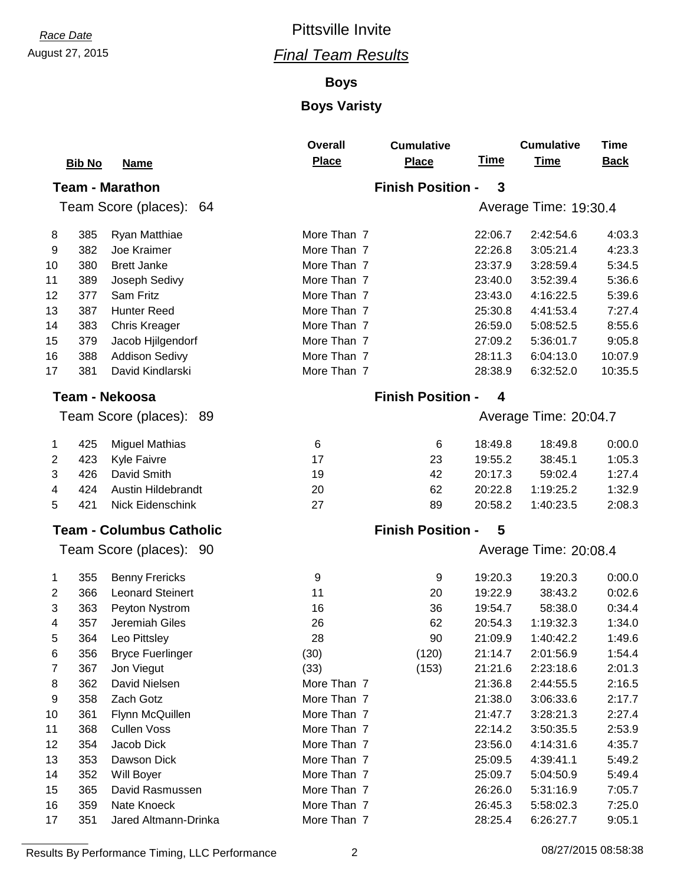*Race Date*
August 27, 2015

# Pittsville Invite

## *Final Team Results*

### Boys

### Boys Varisty

| | Bib No | Name | Overall Place | Cumulative Place | Time | Cumulative Time | Time Back |
|---|---|---|---|---|---|---|---|
| **Team - Marathon** | | | | **Finish Position - 3** | | | |
| Team Score (places): 64 | | | | | Average Time: 19:30.4 | | |
| 8 | 385 | Ryan Matthiae | More Than 7 | | 22:06.7 | 2:42:54.6 | 4:03.3 |
| 9 | 382 | Joe Kraimer | More Than 7 | | 22:26.8 | 3:05:21.4 | 4:23.3 |
| 10 | 380 | Brett Janke | More Than 7 | | 23:37.9 | 3:28:59.4 | 5:34.5 |
| 11 | 389 | Joseph Sedivy | More Than 7 | | 23:40.0 | 3:52:39.4 | 5:36.6 |
| 12 | 377 | Sam Fritz | More Than 7 | | 23:43.0 | 4:16:22.5 | 5:39.6 |
| 13 | 387 | Hunter Reed | More Than 7 | | 25:30.8 | 4:41:53.4 | 7:27.4 |
| 14 | 383 | Chris Kreager | More Than 7 | | 26:59.0 | 5:08:52.5 | 8:55.6 |
| 15 | 379 | Jacob Hjilgendorf | More Than 7 | | 27:09.2 | 5:36:01.7 | 9:05.8 |
| 16 | 388 | Addison Sedivy | More Than 7 | | 28:11.3 | 6:04:13.0 | 10:07.9 |
| 17 | 381 | David Kindlarski | More Than 7 | | 28:38.9 | 6:32:52.0 | 10:35.5 |
| **Team - Nekoosa** | | | | **Finish Position - 4** | | | |
| Team Score (places): 89 | | | | | Average Time: 20:04.7 | | |
| 1 | 425 | Miguel Mathias | 6 | 6 | 18:49.8 | 18:49.8 | 0:00.0 |
| 2 | 423 | Kyle Faivre | 17 | 23 | 19:55.2 | 38:45.1 | 1:05.3 |
| 3 | 426 | David Smith | 19 | 42 | 20:17.3 | 59:02.4 | 1:27.4 |
| 4 | 424 | Austin Hildebrandt | 20 | 62 | 20:22.8 | 1:19:25.2 | 1:32.9 |
| 5 | 421 | Nick Eidenschink | 27 | 89 | 20:58.2 | 1:40:23.5 | 2:08.3 |
| **Team - Columbus Catholic** | | | | **Finish Position - 5** | | | |
| Team Score (places): 90 | | | | | Average Time: 20:08.4 | | |
| 1 | 355 | Benny Frericks | 9 | 9 | 19:20.3 | 19:20.3 | 0:00.0 |
| 2 | 366 | Leonard Steinert | 11 | 20 | 19:22.9 | 38:43.2 | 0:02.6 |
| 3 | 363 | Peyton Nystrom | 16 | 36 | 19:54.7 | 58:38.0 | 0:34.4 |
| 4 | 357 | Jeremiah Giles | 26 | 62 | 20:54.3 | 1:19:32.3 | 1:34.0 |
| 5 | 364 | Leo Pittsley | 28 | 90 | 21:09.9 | 1:40:42.2 | 1:49.6 |
| 6 | 356 | Bryce Fuerlinger | (30) | (120) | 21:14.7 | 2:01:56.9 | 1:54.4 |
| 7 | 367 | Jon Viegut | (33) | (153) | 21:21.6 | 2:23:18.6 | 2:01.3 |
| 8 | 362 | David Nielsen | More Than 7 | | 21:36.8 | 2:44:55.5 | 2:16.5 |
| 9 | 358 | Zach Gotz | More Than 7 | | 21:38.0 | 3:06:33.6 | 2:17.7 |
| 10 | 361 | Flynn McQuillen | More Than 7 | | 21:47.7 | 3:28:21.3 | 2:27.4 |
| 11 | 368 | Cullen Voss | More Than 7 | | 22:14.2 | 3:50:35.5 | 2:53.9 |
| 12 | 354 | Jacob Dick | More Than 7 | | 23:56.0 | 4:14:31.6 | 4:35.7 |
| 13 | 353 | Dawson Dick | More Than 7 | | 25:09.5 | 4:39:41.1 | 5:49.2 |
| 14 | 352 | Will Boyer | More Than 7 | | 25:09.7 | 5:04:50.9 | 5:49.4 |
| 15 | 365 | David Rasmussen | More Than 7 | | 26:26.0 | 5:31:16.9 | 7:05.7 |
| 16 | 359 | Nate Knoeck | More Than 7 | | 26:45.3 | 5:58:02.3 | 7:25.0 |
| 17 | 351 | Jared Altmann-Drinka | More Than 7 | | 28:25.4 | 6:26:27.7 | 9:05.1 |

Results By Performance Timing, LLC Performance 08/27/2015 08:58:38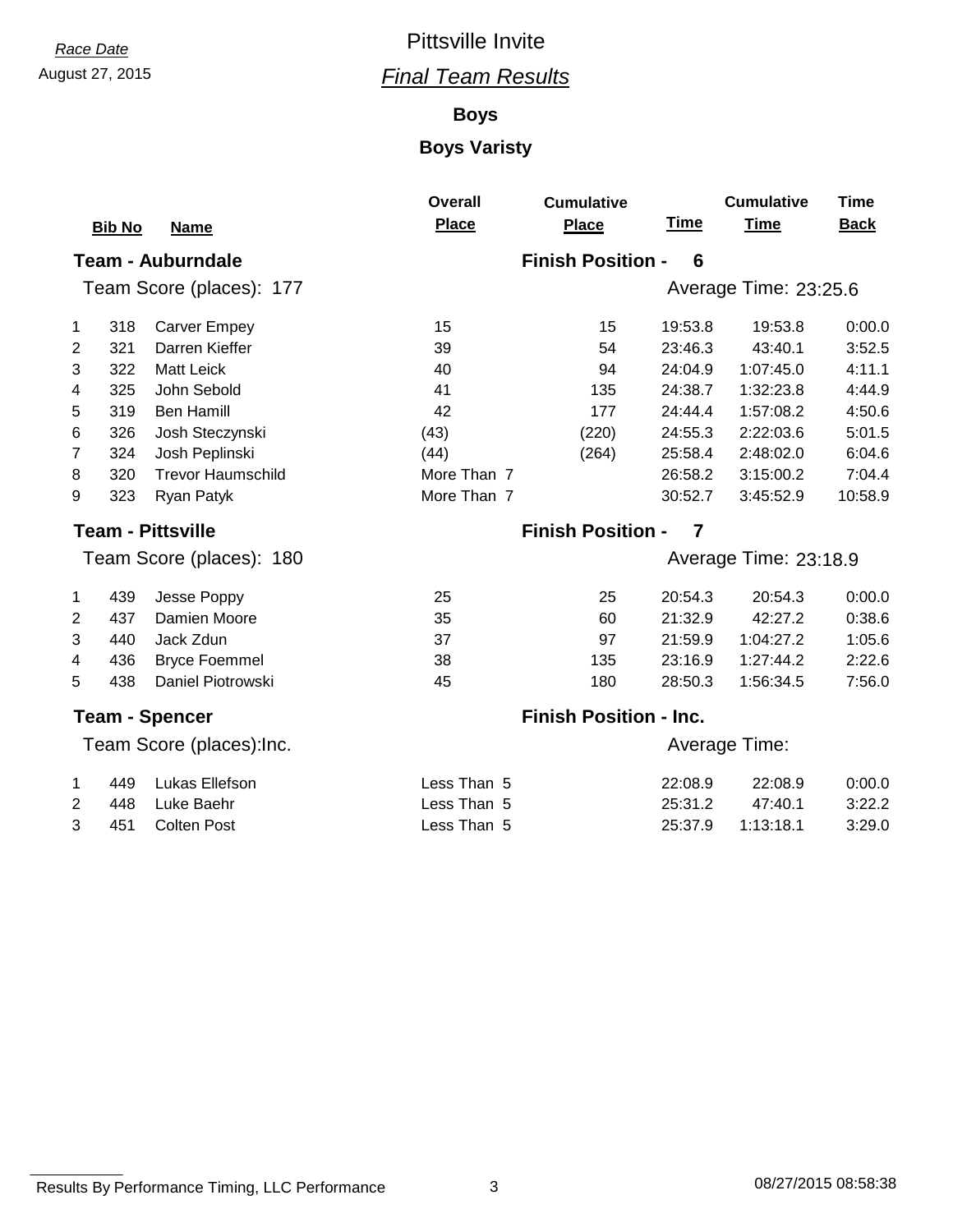*Race Date*
August 27, 2015

# Pittsville Invite

## *Final Team Results*

### Boys

### Boys Varisty

**Team - Auburndale** — **Finish Position - 6**

Team Score (places): 177 — Average Time: 23:25.6

| | Bib No | Name | Overall Place | Cumulative Place | Time | Cumulative Time | Time Back |
|---|---|---|---|---|---|---|---|
| 1 | 318 | Carver Empey | 15 | 15 | 19:53.8 | 19:53.8 | 0:00.0 |
| 2 | 321 | Darren Kieffer | 39 | 54 | 23:46.3 | 43:40.1 | 3:52.5 |
| 3 | 322 | Matt Leick | 40 | 94 | 24:04.9 | 1:07:45.0 | 4:11.1 |
| 4 | 325 | John Sebold | 41 | 135 | 24:38.7 | 1:32:23.8 | 4:44.9 |
| 5 | 319 | Ben Hamill | 42 | 177 | 24:44.4 | 1:57:08.2 | 4:50.6 |
| 6 | 326 | Josh Steczynski | (43) | (220) | 24:55.3 | 2:22:03.6 | 5:01.5 |
| 7 | 324 | Josh Peplinski | (44) | (264) | 25:58.4 | 2:48:02.0 | 6:04.6 |
| 8 | 320 | Trevor Haumschild | More Than 7 | | 26:58.2 | 3:15:00.2 | 7:04.4 |
| 9 | 323 | Ryan Patyk | More Than 7 | | 30:52.7 | 3:45:52.9 | 10:58.9 |

**Team - Pittsville** — **Finish Position - 7**

Team Score (places): 180 — Average Time: 23:18.9

| | Bib No | Name | Overall Place | Cumulative Place | Time | Cumulative Time | Time Back |
|---|---|---|---|---|---|---|---|
| 1 | 439 | Jesse Poppy | 25 | 25 | 20:54.3 | 20:54.3 | 0:00.0 |
| 2 | 437 | Damien Moore | 35 | 60 | 21:32.9 | 42:27.2 | 0:38.6 |
| 3 | 440 | Jack Zdun | 37 | 97 | 21:59.9 | 1:04:27.2 | 1:05.6 |
| 4 | 436 | Bryce Foemmel | 38 | 135 | 23:16.9 | 1:27:44.2 | 2:22.6 |
| 5 | 438 | Daniel Piotrowski | 45 | 180 | 28:50.3 | 1:56:34.5 | 7:56.0 |

**Team - Spencer** — **Finish Position - Inc.**

Team Score (places):Inc. — Average Time:

| | Bib No | Name | Overall Place | Cumulative Place | Time | Cumulative Time | Time Back |
|---|---|---|---|---|---|---|---|
| 1 | 449 | Lukas Ellefson | Less Than 5 | | 22:08.9 | 22:08.9 | 0:00.0 |
| 2 | 448 | Luke Baehr | Less Than 5 | | 25:31.2 | 47:40.1 | 3:22.2 |
| 3 | 451 | Colten Post | Less Than 5 | | 25:37.9 | 1:13:18.1 | 3:29.0 |

Results By Performance Timing, LLC Performance — 08/27/2015 08:58:38